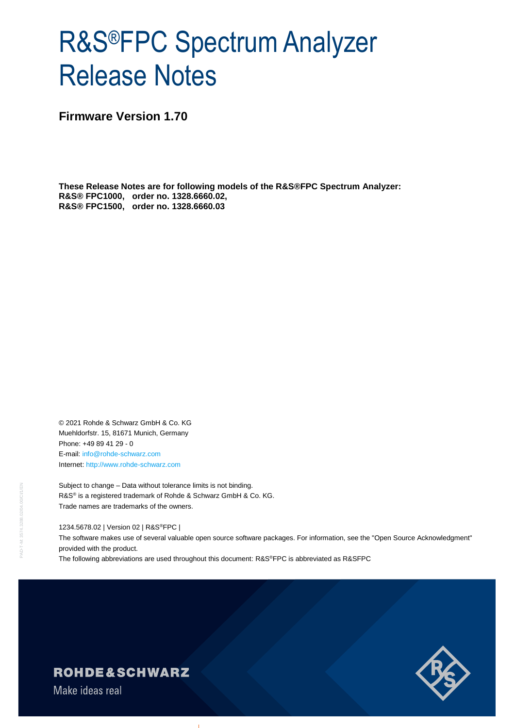# R&S®FPC Spectrum Analyzer Release Notes

## Firmware Version 1.70

**These Release Notes are for following models of the R&S®FPC Spectrum Analyzer:**
**R&S® FPC1000, order no. 1328.6660.02,**
**R&S® FPC1500, order no. 1328.6660.03**

© 2021 Rohde & Schwarz GmbH & Co. KG
Muehldorfstr. 15, 81671 Munich, Germany
Phone: +49 89 41 29 - 0
E-mail: info@rohde-schwarz.com
Internet: http://www.rohde-schwarz.com

Subject to change – Data without tolerance limits is not binding.
R&S® is a registered trademark of Rohde & Schwarz GmbH & Co. KG.
Trade names are trademarks of the owners.

1234.5678.02 | Version 02 | R&S®FPC |
The software makes use of several valuable open source software packages. For information, see the "Open Source Acknowledgment" provided with the product.
The following abbreviations are used throughout this document: R&S®FPC is abbreviated as R&SFPC

ROHDE&SCHWARZ
Make ideas real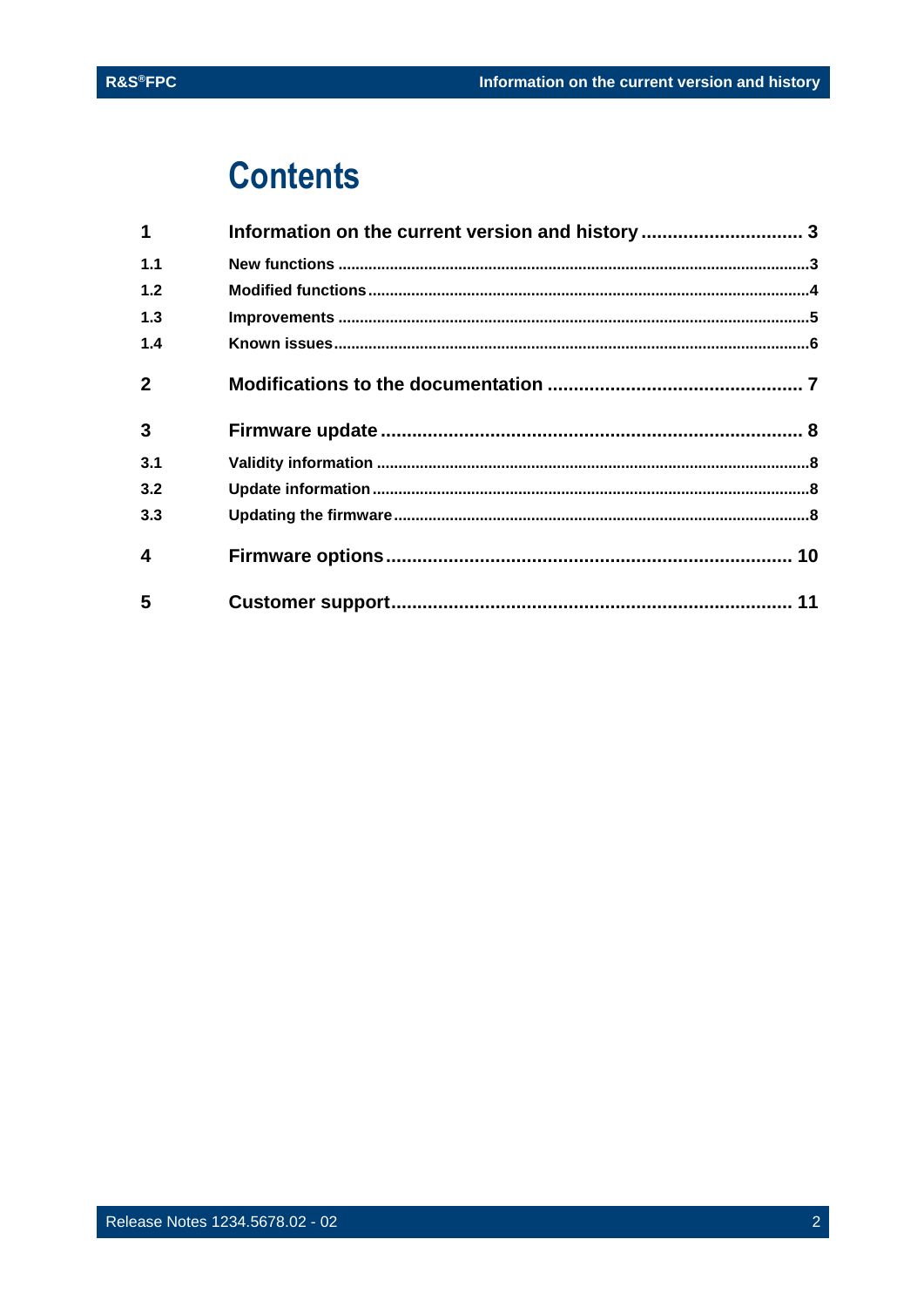# Contents

| | | |
|---|---|---|
| **1** | **Information on the current version and history** | **3** |
| 1.1 | New functions | 3 |
| 1.2 | Modified functions | 4 |
| 1.3 | Improvements | 5 |
| 1.4 | Known issues | 6 |
| **2** | **Modifications to the documentation** | **7** |
| **3** | **Firmware update** | **8** |
| 3.1 | Validity information | 8 |
| 3.2 | Update information | 8 |
| 3.3 | Updating the firmware | 8 |
| **4** | **Firmware options** | **10** |
| **5** | **Customer support** | **11** |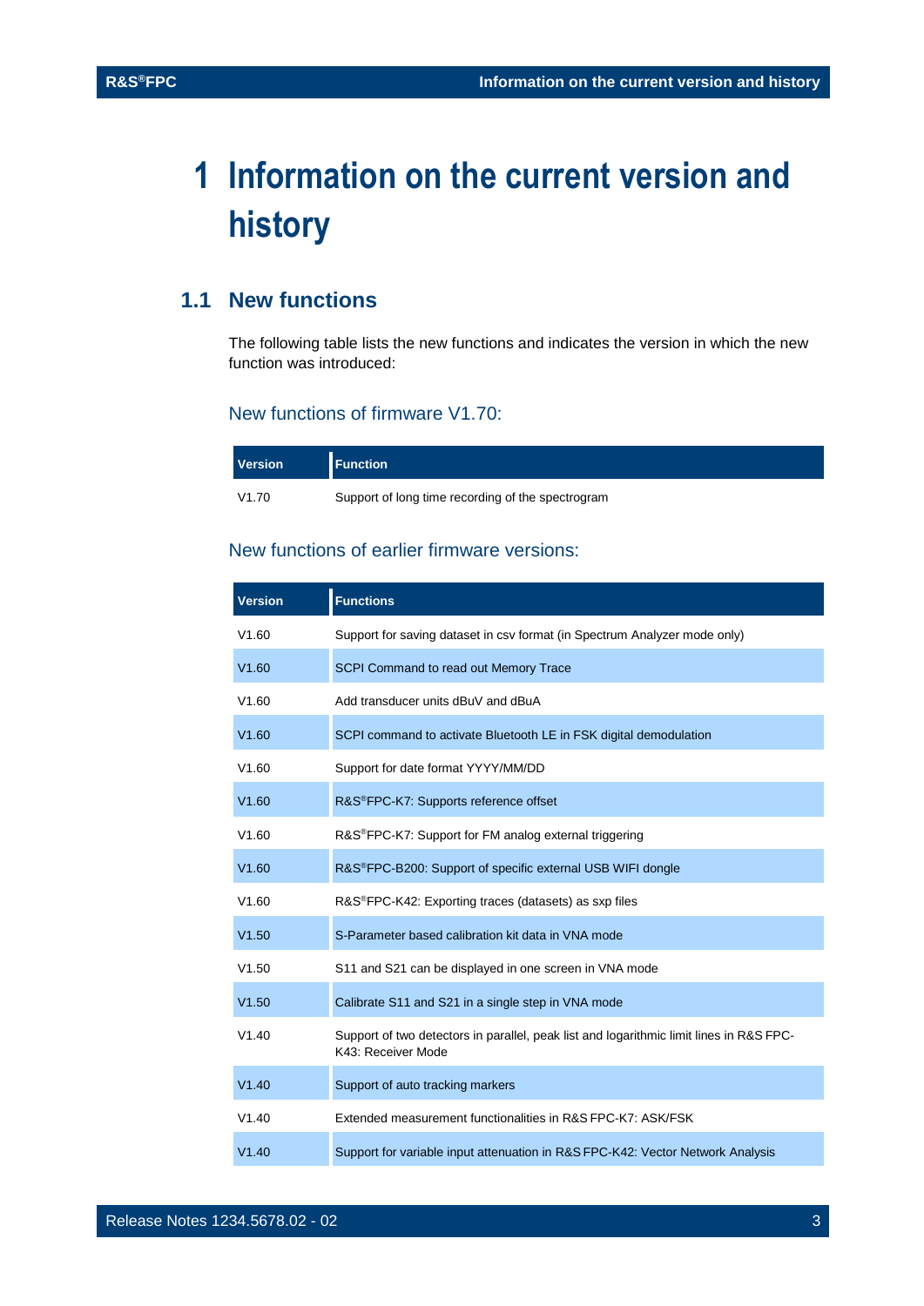# 1 Information on the current version and history

## 1.1 New functions

The following table lists the new functions and indicates the version in which the new function was introduced:

### New functions of firmware V1.70:

| Version | Function |
|---|---|
| V1.70 | Support of long time recording of the spectrogram |

### New functions of earlier firmware versions:

| Version | Functions |
|---|---|
| V1.60 | Support for saving dataset in csv format (in Spectrum Analyzer mode only) |
| V1.60 | SCPI Command to read out Memory Trace |
| V1.60 | Add transducer units dBuV and dBuA |
| V1.60 | SCPI command to activate Bluetooth LE in FSK digital demodulation |
| V1.60 | Support for date format YYYY/MM/DD |
| V1.60 | R&S®FPC-K7: Supports reference offset |
| V1.60 | R&S®FPC-K7: Support for FM analog external triggering |
| V1.60 | R&S®FPC-B200: Support of specific external USB WIFI dongle |
| V1.60 | R&S®FPC-K42: Exporting traces (datasets) as sxp files |
| V1.50 | S-Parameter based calibration kit data in VNA mode |
| V1.50 | S11 and S21 can be displayed in one screen in VNA mode |
| V1.50 | Calibrate S11 and S21 in a single step in VNA mode |
| V1.40 | Support of two detectors in parallel, peak list and logarithmic limit lines in R&S FPC-K43: Receiver Mode |
| V1.40 | Support of auto tracking markers |
| V1.40 | Extended measurement functionalities in R&S FPC-K7: ASK/FSK |
| V1.40 | Support for variable input attenuation in R&S FPC-K42: Vector Network Analysis |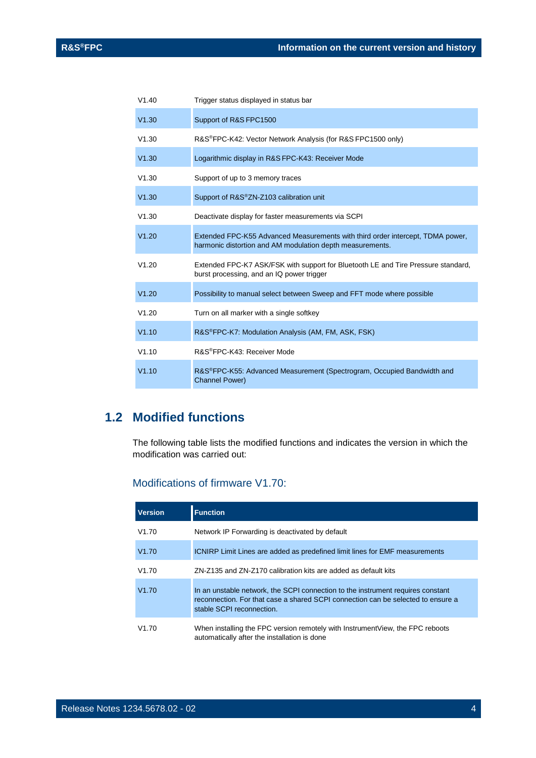| | |
|---|---|
| V1.40 | Trigger status displayed in status bar |
| V1.30 | Support of R&S FPC1500 |
| V1.30 | R&S®FPC-K42: Vector Network Analysis (for R&S FPC1500 only) |
| V1.30 | Logarithmic display in R&S FPC-K43: Receiver Mode |
| V1.30 | Support of up to 3 memory traces |
| V1.30 | Support of R&S®ZN-Z103 calibration unit |
| V1.30 | Deactivate display for faster measurements via SCPI |
| V1.20 | Extended FPC-K55 Advanced Measurements with third order intercept, TDMA power, harmonic distortion and AM modulation depth measurements. |
| V1.20 | Extended FPC-K7 ASK/FSK with support for Bluetooth LE and Tire Pressure standard, burst processing, and an IQ power trigger |
| V1.20 | Possibility to manual select between Sweep and FFT mode where possible |
| V1.20 | Turn on all marker with a single softkey |
| V1.10 | R&S®FPC-K7: Modulation Analysis (AM, FM, ASK, FSK) |
| V1.10 | R&S®FPC-K43: Receiver Mode |
| V1.10 | R&S®FPC-K55: Advanced Measurement (Spectrogram, Occupied Bandwidth and Channel Power) |

## 1.2 Modified functions

The following table lists the modified functions and indicates the version in which the modification was carried out:

### Modifications of firmware V1.70:

| Version | Function |
|---|---|
| V1.70 | Network IP Forwarding is deactivated by default |
| V1.70 | ICNIRP Limit Lines are added as predefined limit lines for EMF measurements |
| V1.70 | ZN-Z135 and ZN-Z170 calibration kits are added as default kits |
| V1.70 | In an unstable network, the SCPI connection to the instrument requires constant reconnection. For that case a shared SCPI connection can be selected to ensure a stable SCPI reconnection. |
| V1.70 | When installing the FPC version remotely with InstrumentView, the FPC reboots automatically after the installation is done |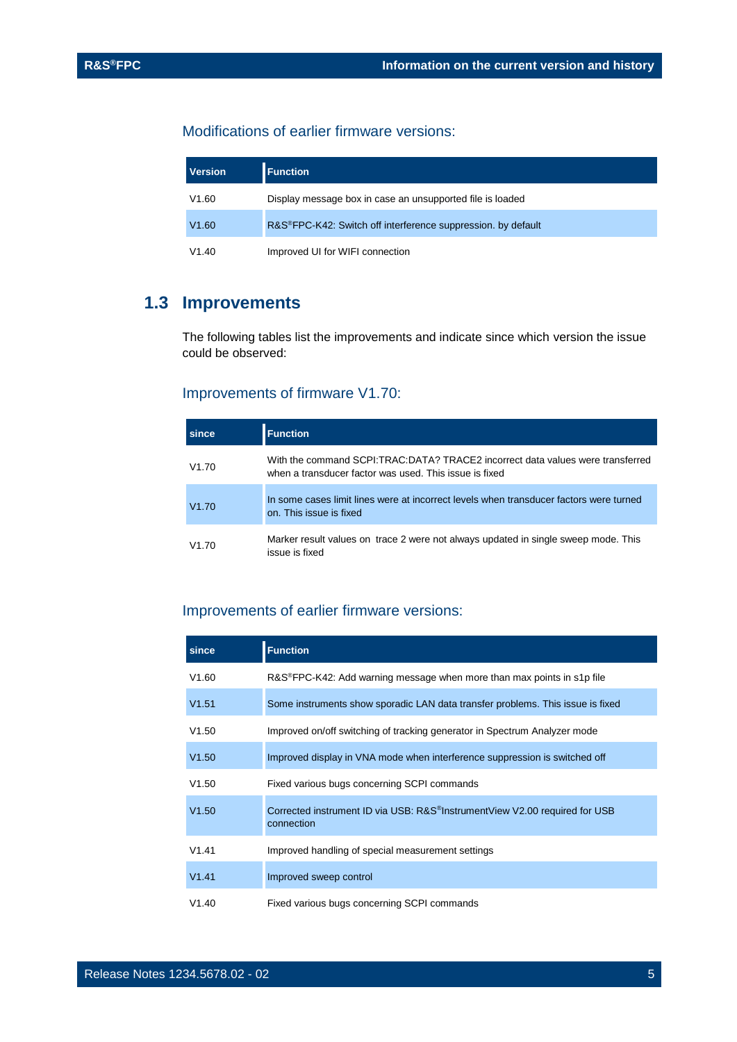### Modifications of earlier firmware versions:

| Version | Function |
|---|---|
| V1.60 | Display message box in case an unsupported file is loaded |
| V1.60 | R&S®FPC-K42: Switch off interference suppression. by default |
| V1.40 | Improved UI for WIFI connection |

## 1.3 Improvements

The following tables list the improvements and indicate since which version the issue could be observed:

### Improvements of firmware V1.70:

| since | Function |
|---|---|
| V1.70 | With the command SCPI:TRAC:DATA? TRACE2 incorrect data values were transferred when a transducer factor was used. This issue is fixed |
| V1.70 | In some cases limit lines were at incorrect levels when transducer factors were turned on. This issue is fixed |
| V1.70 | Marker result values on trace 2 were not always updated in single sweep mode. This issue is fixed |

### Improvements of earlier firmware versions:

| since | Function |
|---|---|
| V1.60 | R&S®FPC-K42: Add warning message when more than max points in s1p file |
| V1.51 | Some instruments show sporadic LAN data transfer problems. This issue is fixed |
| V1.50 | Improved on/off switching of tracking generator in Spectrum Analyzer mode |
| V1.50 | Improved display in VNA mode when interference suppression is switched off |
| V1.50 | Fixed various bugs concerning SCPI commands |
| V1.50 | Corrected instrument ID via USB: R&S®InstrumentView V2.00 required for USB connection |
| V1.41 | Improved handling of special measurement settings |
| V1.41 | Improved sweep control |
| V1.40 | Fixed various bugs concerning SCPI commands |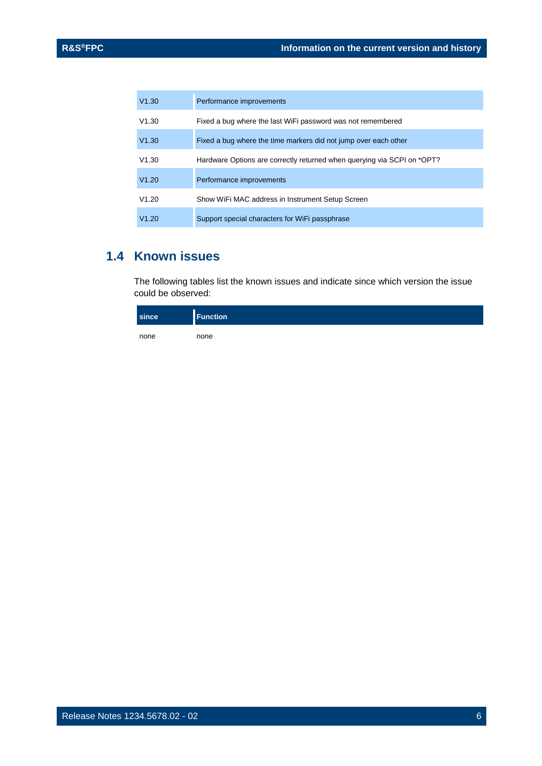| | |
|---|---|
| V1.30 | Performance improvements |
| V1.30 | Fixed a bug where the last WiFi password was not remembered |
| V1.30 | Fixed a bug where the time markers did not jump over each other |
| V1.30 | Hardware Options are correctly returned when querying via SCPI on *OPT? |
| V1.20 | Performance improvements |
| V1.20 | Show WiFi MAC address in Instrument Setup Screen |
| V1.20 | Support special characters for WiFi passphrase |

## 1.4 Known issues

The following tables list the known issues and indicate since which version the issue could be observed:

| since | Function |
|---|---|
| none | none |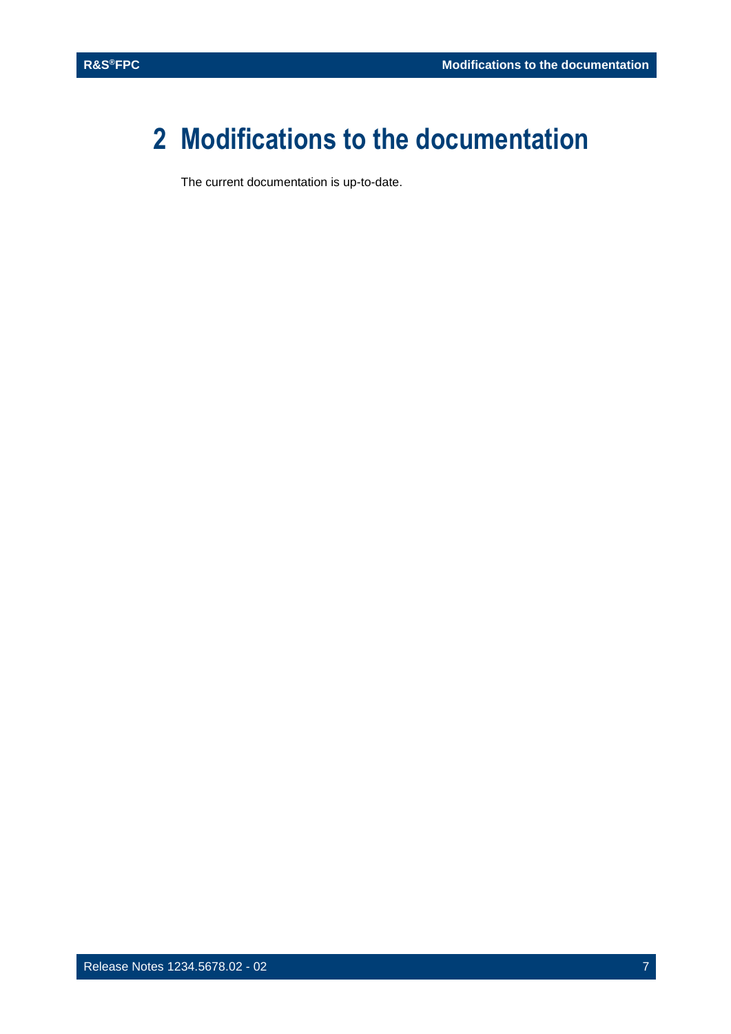# 2 Modifications to the documentation

The current documentation is up-to-date.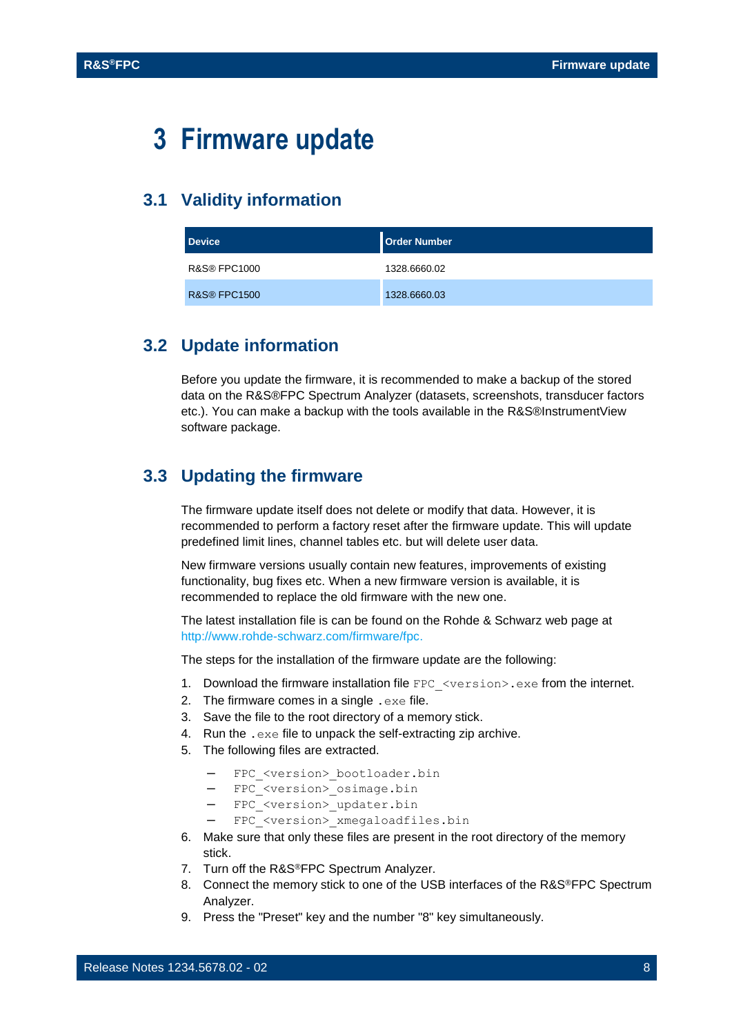# 3 Firmware update

## 3.1 Validity information

| Device | Order Number |
|---|---|
| R&S® FPC1000 | 1328.6660.02 |
| R&S® FPC1500 | 1328.6660.03 |

## 3.2 Update information

Before you update the firmware, it is recommended to make a backup of the stored data on the R&S®FPC Spectrum Analyzer (datasets, screenshots, transducer factors etc.). You can make a backup with the tools available in the R&S®InstrumentView software package.

## 3.3 Updating the firmware

The firmware update itself does not delete or modify that data. However, it is recommended to perform a factory reset after the firmware update. This will update predefined limit lines, channel tables etc. but will delete user data.

New firmware versions usually contain new features, improvements of existing functionality, bug fixes etc. When a new firmware version is available, it is recommended to replace the old firmware with the new one.

The latest installation file is can be found on the Rohde & Schwarz web page at http://www.rohde-schwarz.com/firmware/fpc.

The steps for the installation of the firmware update are the following:

1. Download the firmware installation file `FPC_<version>.exe` from the internet.
2. The firmware comes in a single `.exe` file.
3. Save the file to the root directory of a memory stick.
4. Run the `.exe` file to unpack the self-extracting zip archive.
5. The following files are extracted.
   - `FPC_<version>_bootloader.bin`
   - `FPC_<version>_osimage.bin`
   - `FPC_<version>_updater.bin`
   - `FPC_<version>_xmegaloadfiles.bin`
6. Make sure that only these files are present in the root directory of the memory stick.
7. Turn off the R&S®FPC Spectrum Analyzer.
8. Connect the memory stick to one of the USB interfaces of the R&S®FPC Spectrum Analyzer.
9. Press the "Preset" key and the number "8" key simultaneously.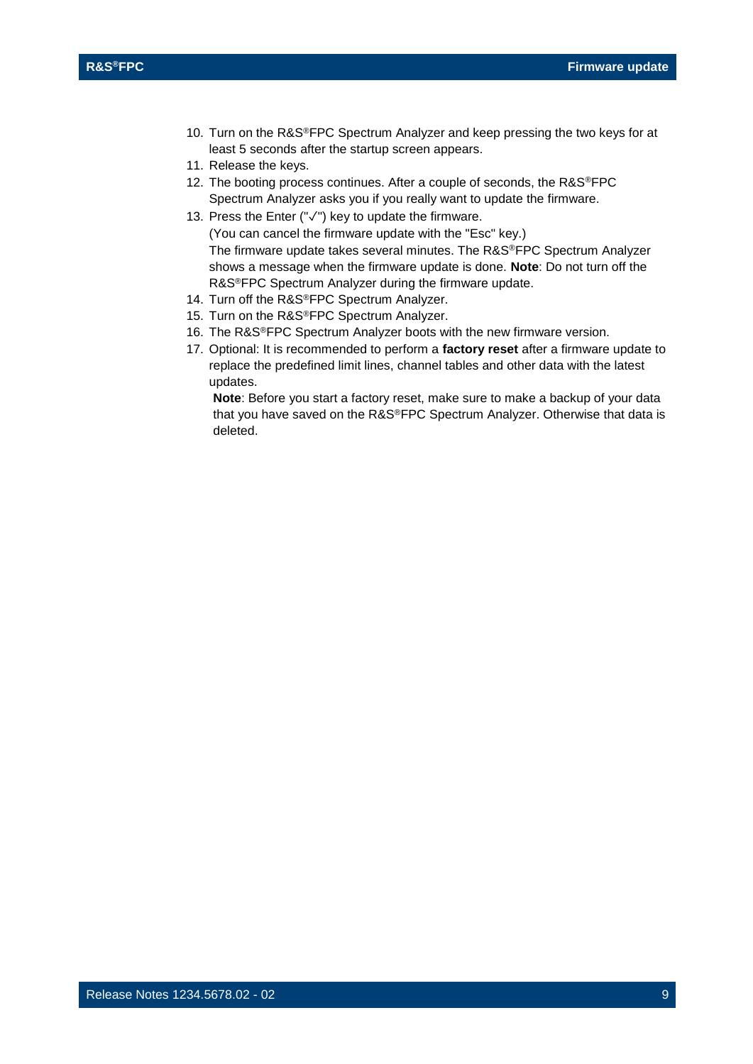10. Turn on the R&S®FPC Spectrum Analyzer and keep pressing the two keys for at least 5 seconds after the startup screen appears.
11. Release the keys.
12. The booting process continues. After a couple of seconds, the R&S®FPC Spectrum Analyzer asks you if you really want to update the firmware.
13. Press the Enter ("✓") key to update the firmware.
    (You can cancel the firmware update with the "Esc" key.)
    The firmware update takes several minutes. The R&S®FPC Spectrum Analyzer shows a message when the firmware update is done. **Note**: Do not turn off the R&S®FPC Spectrum Analyzer during the firmware update.
14. Turn off the R&S®FPC Spectrum Analyzer.
15. Turn on the R&S®FPC Spectrum Analyzer.
16. The R&S®FPC Spectrum Analyzer boots with the new firmware version.
17. Optional: It is recommended to perform a **factory reset** after a firmware update to replace the predefined limit lines, channel tables and other data with the latest updates.
    **Note**: Before you start a factory reset, make sure to make a backup of your data that you have saved on the R&S®FPC Spectrum Analyzer. Otherwise that data is deleted.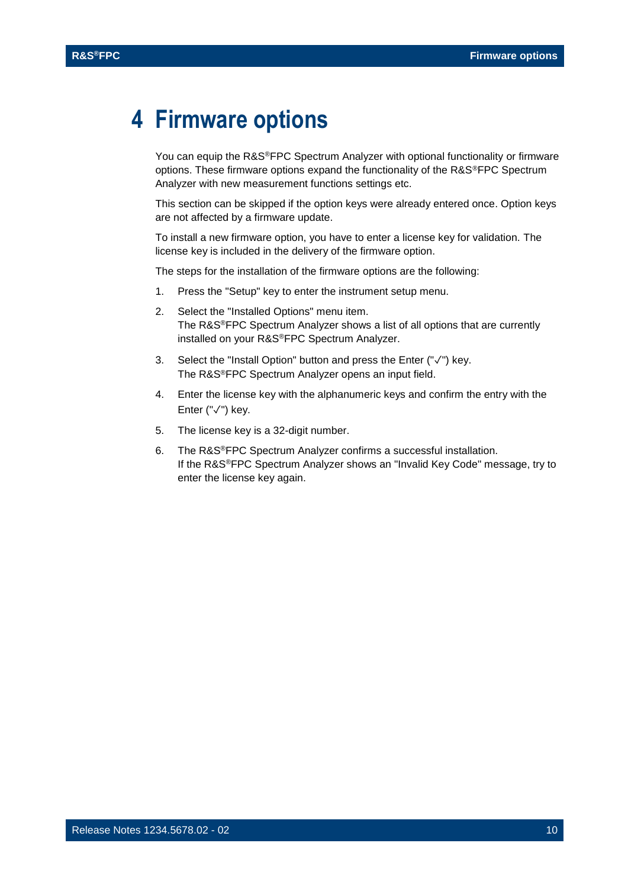# 4 Firmware options

You can equip the R&S®FPC Spectrum Analyzer with optional functionality or firmware options. These firmware options expand the functionality of the R&S®FPC Spectrum Analyzer with new measurement functions settings etc.

This section can be skipped if the option keys were already entered once. Option keys are not affected by a firmware update.

To install a new firmware option, you have to enter a license key for validation. The license key is included in the delivery of the firmware option.

The steps for the installation of the firmware options are the following:

1. Press the "Setup" key to enter the instrument setup menu.
2. Select the "Installed Options" menu item.
   The R&S®FPC Spectrum Analyzer shows a list of all options that are currently installed on your R&S®FPC Spectrum Analyzer.
3. Select the "Install Option" button and press the Enter ("✓") key.
   The R&S®FPC Spectrum Analyzer opens an input field.
4. Enter the license key with the alphanumeric keys and confirm the entry with the Enter ("✓") key.
5. The license key is a 32-digit number.
6. The R&S®FPC Spectrum Analyzer confirms a successful installation.
   If the R&S®FPC Spectrum Analyzer shows an "Invalid Key Code" message, try to enter the license key again.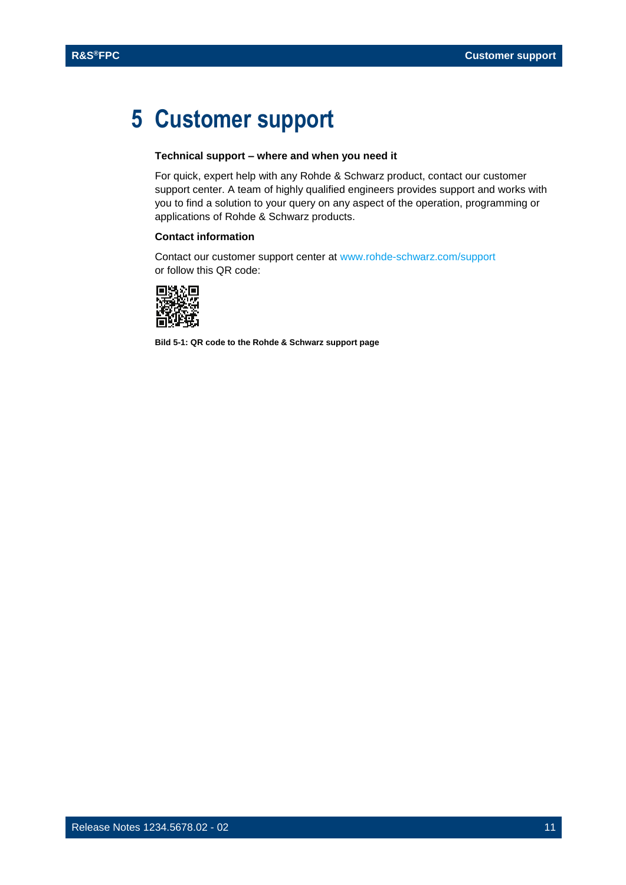# 5 Customer support

**Technical support – where and when you need it**

For quick, expert help with any Rohde & Schwarz product, contact our customer support center. A team of highly qualified engineers provides support and works with you to find a solution to your query on any aspect of the operation, programming or applications of Rohde & Schwarz products.

**Contact information**

Contact our customer support center at www.rohde-schwarz.com/support or follow this QR code:

**Bild 5-1: QR code to the Rohde & Schwarz support page**